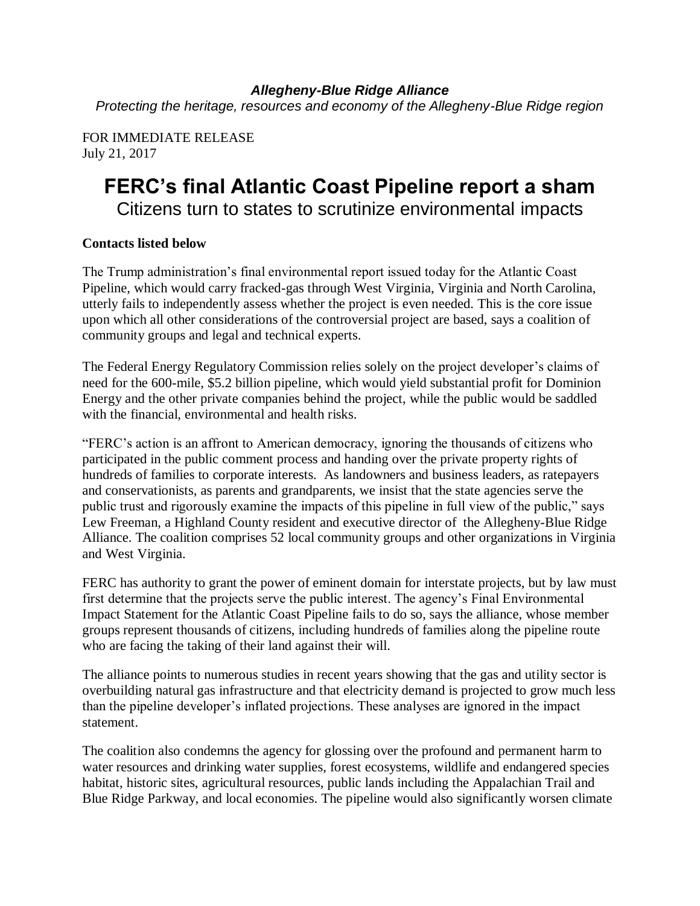***Allegheny-Blue Ridge Alliance***

*Protecting the heritage, resources and economy of the Allegheny-Blue Ridge region*

FOR IMMEDIATE RELEASE
July 21, 2017

# FERC's final Atlantic Coast Pipeline report a sham

## Citizens turn to states to scrutinize environmental impacts

**Contacts listed below**

The Trump administration's final environmental report issued today for the Atlantic Coast Pipeline, which would carry fracked-gas through West Virginia, Virginia and North Carolina, utterly fails to independently assess whether the project is even needed. This is the core issue upon which all other considerations of the controversial project are based, says a coalition of community groups and legal and technical experts.

The Federal Energy Regulatory Commission relies solely on the project developer's claims of need for the 600-mile, $5.2 billion pipeline, which would yield substantial profit for Dominion Energy and the other private companies behind the project, while the public would be saddled with the financial, environmental and health risks.

"FERC's action is an affront to American democracy, ignoring the thousands of citizens who participated in the public comment process and handing over the private property rights of hundreds of families to corporate interests. As landowners and business leaders, as ratepayers and conservationists, as parents and grandparents, we insist that the state agencies serve the public trust and rigorously examine the impacts of this pipeline in full view of the public," says Lew Freeman, a Highland County resident and executive director of the Allegheny-Blue Ridge Alliance. The coalition comprises 52 local community groups and other organizations in Virginia and West Virginia.

FERC has authority to grant the power of eminent domain for interstate projects, but by law must first determine that the projects serve the public interest. The agency's Final Environmental Impact Statement for the Atlantic Coast Pipeline fails to do so, says the alliance, whose member groups represent thousands of citizens, including hundreds of families along the pipeline route who are facing the taking of their land against their will.

The alliance points to numerous studies in recent years showing that the gas and utility sector is overbuilding natural gas infrastructure and that electricity demand is projected to grow much less than the pipeline developer's inflated projections. These analyses are ignored in the impact statement.

The coalition also condemns the agency for glossing over the profound and permanent harm to water resources and drinking water supplies, forest ecosystems, wildlife and endangered species habitat, historic sites, agricultural resources, public lands including the Appalachian Trail and Blue Ridge Parkway, and local economies. The pipeline would also significantly worsen climate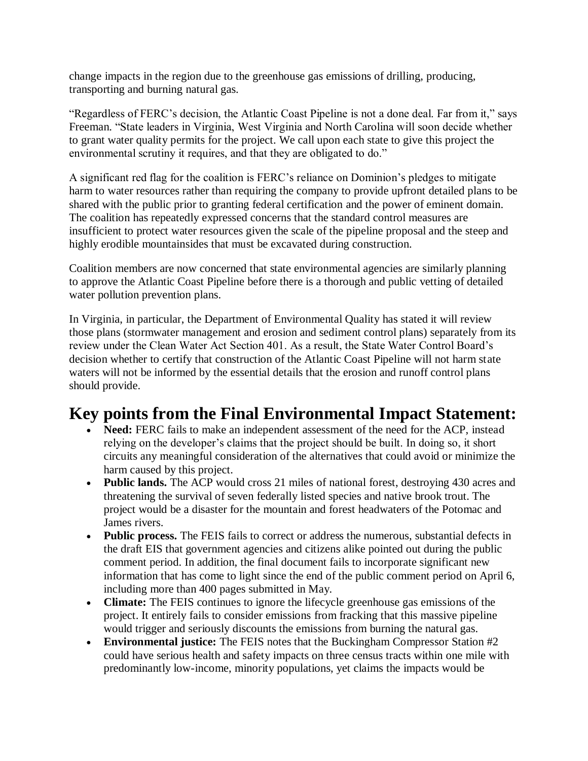change impacts in the region due to the greenhouse gas emissions of drilling, producing, transporting and burning natural gas.

"Regardless of FERC's decision, the Atlantic Coast Pipeline is not a done deal. Far from it," says Freeman. "State leaders in Virginia, West Virginia and North Carolina will soon decide whether to grant water quality permits for the project. We call upon each state to give this project the environmental scrutiny it requires, and that they are obligated to do."

A significant red flag for the coalition is FERC's reliance on Dominion's pledges to mitigate harm to water resources rather than requiring the company to provide upfront detailed plans to be shared with the public prior to granting federal certification and the power of eminent domain. The coalition has repeatedly expressed concerns that the standard control measures are insufficient to protect water resources given the scale of the pipeline proposal and the steep and highly erodible mountainsides that must be excavated during construction.

Coalition members are now concerned that state environmental agencies are similarly planning to approve the Atlantic Coast Pipeline before there is a thorough and public vetting of detailed water pollution prevention plans.

In Virginia, in particular, the Department of Environmental Quality has stated it will review those plans (stormwater management and erosion and sediment control plans) separately from its review under the Clean Water Act Section 401. As a result, the State Water Control Board's decision whether to certify that construction of the Atlantic Coast Pipeline will not harm state waters will not be informed by the essential details that the erosion and runoff control plans should provide.

# Key points from the Final Environmental Impact Statement:

- **Need:** FERC fails to make an independent assessment of the need for the ACP, instead relying on the developer's claims that the project should be built. In doing so, it short circuits any meaningful consideration of the alternatives that could avoid or minimize the harm caused by this project.
- **Public lands.** The ACP would cross 21 miles of national forest, destroying 430 acres and threatening the survival of seven federally listed species and native brook trout. The project would be a disaster for the mountain and forest headwaters of the Potomac and James rivers.
- **Public process.** The FEIS fails to correct or address the numerous, substantial defects in the draft EIS that government agencies and citizens alike pointed out during the public comment period. In addition, the final document fails to incorporate significant new information that has come to light since the end of the public comment period on April 6, including more than 400 pages submitted in May.
- **Climate:** The FEIS continues to ignore the lifecycle greenhouse gas emissions of the project. It entirely fails to consider emissions from fracking that this massive pipeline would trigger and seriously discounts the emissions from burning the natural gas.
- **Environmental justice:** The FEIS notes that the Buckingham Compressor Station #2 could have serious health and safety impacts on three census tracts within one mile with predominantly low-income, minority populations, yet claims the impacts would be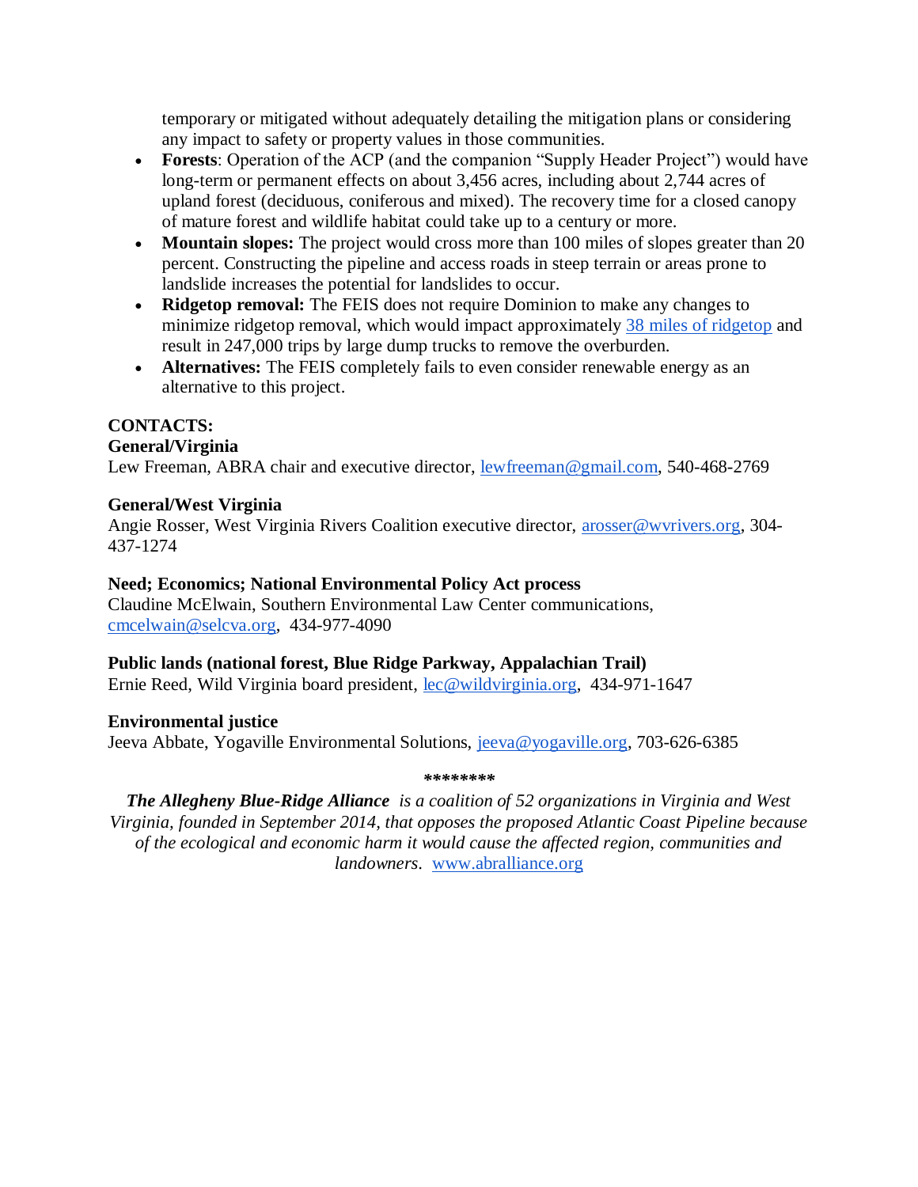temporary or mitigated without adequately detailing the mitigation plans or considering any impact to safety or property values in those communities.

- **Forests**: Operation of the ACP (and the companion "Supply Header Project") would have long-term or permanent effects on about 3,456 acres, including about 2,744 acres of upland forest (deciduous, coniferous and mixed). The recovery time for a closed canopy of mature forest and wildlife habitat could take up to a century or more.
- **Mountain slopes:** The project would cross more than 100 miles of slopes greater than 20 percent. Constructing the pipeline and access roads in steep terrain or areas prone to landslide increases the potential for landslides to occur.
- **Ridgetop removal:** The FEIS does not require Dominion to make any changes to minimize ridgetop removal, which would impact approximately 38 miles of ridgetop and result in 247,000 trips by large dump trucks to remove the overburden.
- **Alternatives:** The FEIS completely fails to even consider renewable energy as an alternative to this project.

**CONTACTS:**

**General/Virginia**
Lew Freeman, ABRA chair and executive director, lewfreeman@gmail.com, 540-468-2769

**General/West Virginia**
Angie Rosser, West Virginia Rivers Coalition executive director, arosser@wvrivers.org, 304-437-1274

**Need; Economics; National Environmental Policy Act process**
Claudine McElwain, Southern Environmental Law Center communications, cmcelwain@selcva.org, 434-977-4090

**Public lands (national forest, Blue Ridge Parkway, Appalachian Trail)**
Ernie Reed, Wild Virginia board president, lec@wildvirginia.org, 434-971-1647

**Environmental justice**
Jeeva Abbate, Yogaville Environmental Solutions, jeeva@yogaville.org, 703-626-6385

********

***The Allegheny Blue-Ridge Alliance*** *is a coalition of 52 organizations in Virginia and West Virginia, founded in September 2014, that opposes the proposed Atlantic Coast Pipeline because of the ecological and economic harm it would cause the affected region, communities and landowners*. www.abralliance.org